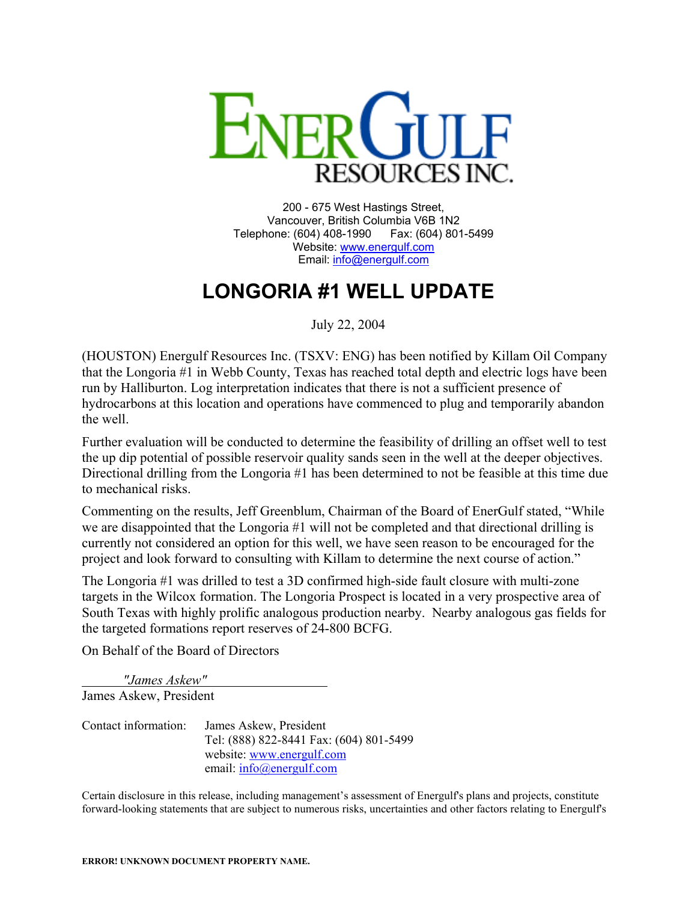# ENERGULF RESOURCES INC.

200 - 675 West Hastings Street,
Vancouver, British Columbia V6B 1N2
Telephone: (604) 408-1990 Fax: (604) 801-5499
Website: www.energulf.com
Email: info@energulf.com

## LONGORIA #1 WELL UPDATE

July 22, 2004

(HOUSTON) Energulf Resources Inc. (TSXV: ENG) has been notified by Killam Oil Company that the Longoria #1 in Webb County, Texas has reached total depth and electric logs have been run by Halliburton. Log interpretation indicates that there is not a sufficient presence of hydrocarbons at this location and operations have commenced to plug and temporarily abandon the well.

Further evaluation will be conducted to determine the feasibility of drilling an offset well to test the up dip potential of possible reservoir quality sands seen in the well at the deeper objectives. Directional drilling from the Longoria #1 has been determined to not be feasible at this time due to mechanical risks.

Commenting on the results, Jeff Greenblum, Chairman of the Board of EnerGulf stated, "While we are disappointed that the Longoria #1 will not be completed and that directional drilling is currently not considered an option for this well, we have seen reason to be encouraged for the project and look forward to consulting with Killam to determine the next course of action."

The Longoria #1 was drilled to test a 3D confirmed high-side fault closure with multi-zone targets in the Wilcox formation. The Longoria Prospect is located in a very prospective area of South Texas with highly prolific analogous production nearby. Nearby analogous gas fields for the targeted formations report reserves of 24-800 BCFG.

On Behalf of the Board of Directors

*"James Askew"*

James Askew, President

Contact information: James Askew, President
Tel: (888) 822-8441 Fax: (604) 801-5499
website: www.energulf.com
email: info@energulf.com

Certain disclosure in this release, including management's assessment of Energulf's plans and projects, constitute forward-looking statements that are subject to numerous risks, uncertainties and other factors relating to Energulf's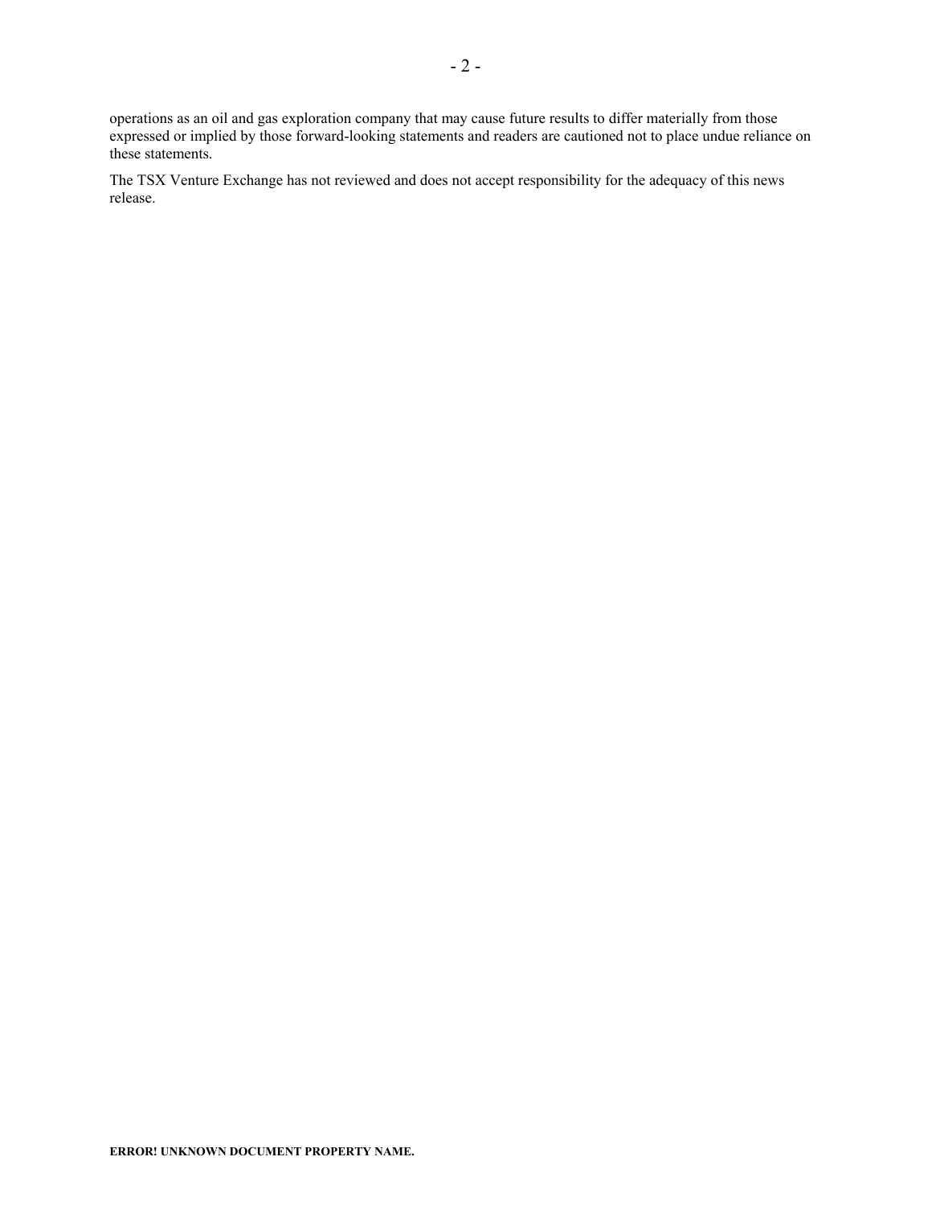operations as an oil and gas exploration company that may cause future results to differ materially from those expressed or implied by those forward-looking statements and readers are cautioned not to place undue reliance on these statements.

The TSX Venture Exchange has not reviewed and does not accept responsibility for the adequacy of this news release.